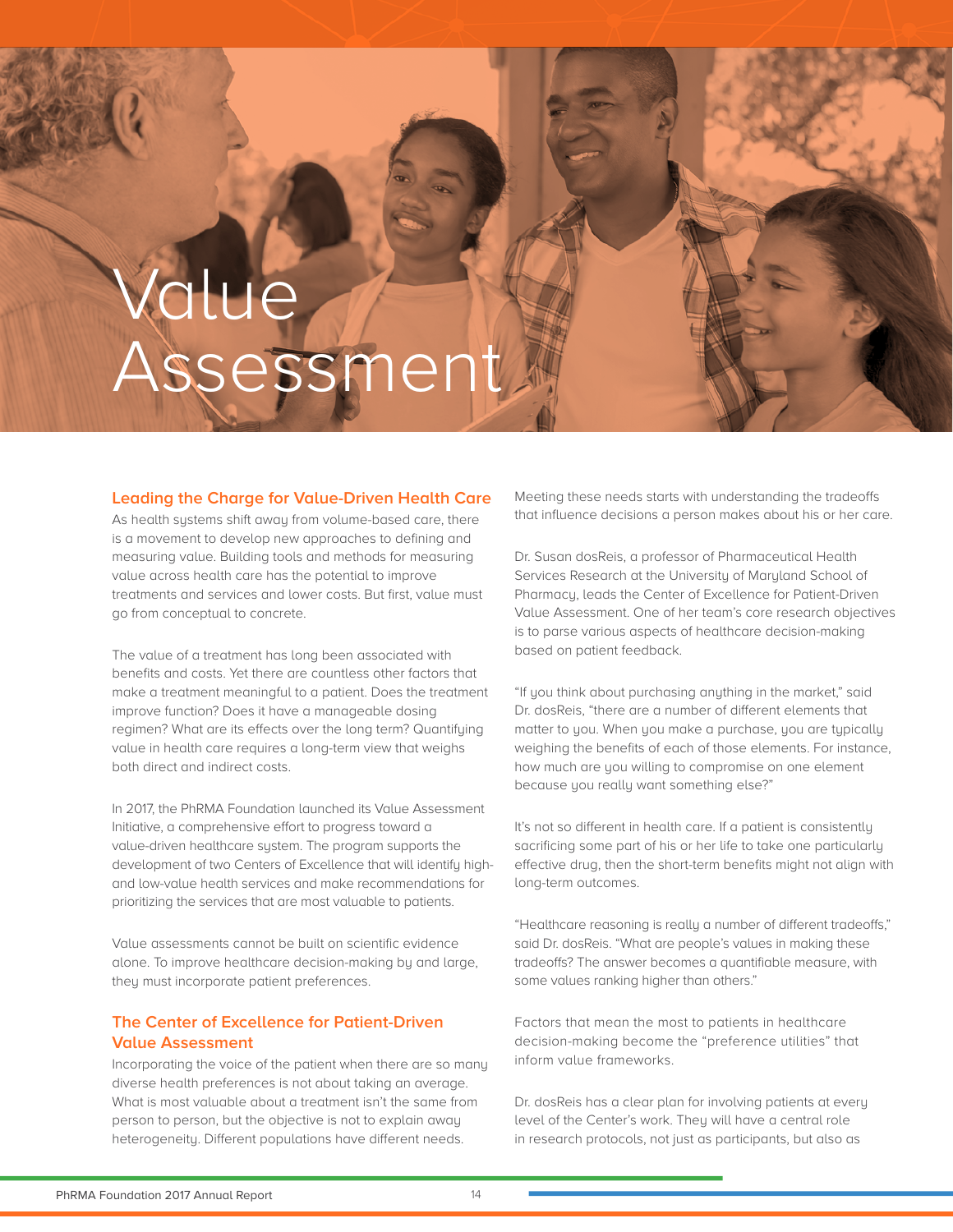# Value Assessment

## Leading the Charge for Value-Driven Health Care

As health systems shift away from volume-based care, there is a movement to develop new approaches to defining and measuring value. Building tools and methods for measuring value across health care has the potential to improve treatments and services and lower costs. But first, value must go from conceptual to concrete.

The value of a treatment has long been associated with benefits and costs. Yet there are countless other factors that make a treatment meaningful to a patient. Does the treatment improve function? Does it have a manageable dosing regimen? What are its effects over the long term? Quantifying value in health care requires a long-term view that weighs both direct and indirect costs.

In 2017, the PhRMA Foundation launched its Value Assessment Initiative, a comprehensive effort to progress toward a value-driven healthcare system. The program supports the development of two Centers of Excellence that will identify high- and low-value health services and make recommendations for prioritizing the services that are most valuable to patients.

Value assessments cannot be built on scientific evidence alone. To improve healthcare decision-making by and large, they must incorporate patient preferences.

## The Center of Excellence for Patient-Driven Value Assessment

Incorporating the voice of the patient when there are so many diverse health preferences is not about taking an average. What is most valuable about a treatment isn't the same from person to person, but the objective is not to explain away heterogeneity. Different populations have different needs. Meeting these needs starts with understanding the tradeoffs that influence decisions a person makes about his or her care.

Dr. Susan dosReis, a professor of Pharmaceutical Health Services Research at the University of Maryland School of Pharmacy, leads the Center of Excellence for Patient-Driven Value Assessment. One of her team's core research objectives is to parse various aspects of healthcare decision-making based on patient feedback.

"If you think about purchasing anything in the market," said Dr. dosReis, "there are a number of different elements that matter to you. When you make a purchase, you are typically weighing the benefits of each of those elements. For instance, how much are you willing to compromise on one element because you really want something else?"

It's not so different in health care. If a patient is consistently sacrificing some part of his or her life to take one particularly effective drug, then the short-term benefits might not align with long-term outcomes.

"Healthcare reasoning is really a number of different tradeoffs," said Dr. dosReis. "What are people's values in making these tradeoffs? The answer becomes a quantifiable measure, with some values ranking higher than others."

Factors that mean the most to patients in healthcare decision-making become the "preference utilities" that inform value frameworks.

Dr. dosReis has a clear plan for involving patients at every level of the Center's work. They will have a central role in research protocols, not just as participants, but also as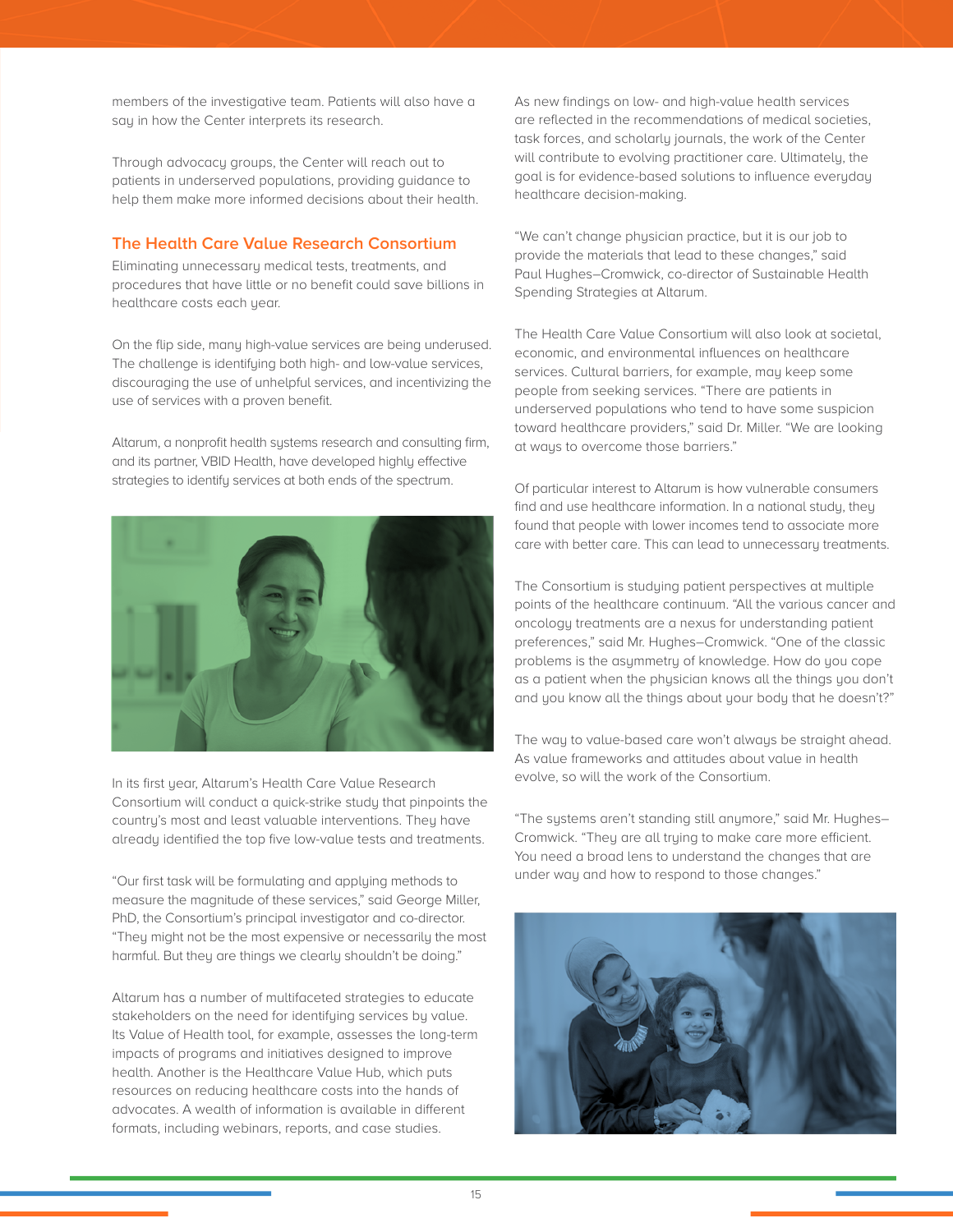members of the investigative team. Patients will also have a say in how the Center interprets its research.

Through advocacy groups, the Center will reach out to patients in underserved populations, providing guidance to help them make more informed decisions about their health.

## The Health Care Value Research Consortium

Eliminating unnecessary medical tests, treatments, and procedures that have little or no benefit could save billions in healthcare costs each year.

On the flip side, many high-value services are being underused. The challenge is identifying both high- and low-value services, discouraging the use of unhelpful services, and incentivizing the use of services with a proven benefit.

Altarum, a nonprofit health systems research and consulting firm, and its partner, VBID Health, have developed highly effective strategies to identify services at both ends of the spectrum.

In its first year, Altarum's Health Care Value Research Consortium will conduct a quick-strike study that pinpoints the country's most and least valuable interventions. They have already identified the top five low-value tests and treatments.

"Our first task will be formulating and applying methods to measure the magnitude of these services," said George Miller, PhD, the Consortium's principal investigator and co-director. "They might not be the most expensive or necessarily the most harmful. But they are things we clearly shouldn't be doing."

Altarum has a number of multifaceted strategies to educate stakeholders on the need for identifying services by value. Its Value of Health tool, for example, assesses the long-term impacts of programs and initiatives designed to improve health. Another is the Healthcare Value Hub, which puts resources on reducing healthcare costs into the hands of advocates. A wealth of information is available in different formats, including webinars, reports, and case studies.

As new findings on low- and high-value health services are reflected in the recommendations of medical societies, task forces, and scholarly journals, the work of the Center will contribute to evolving practitioner care. Ultimately, the goal is for evidence-based solutions to influence everyday healthcare decision-making.

"We can't change physician practice, but it is our job to provide the materials that lead to these changes," said Paul Hughes–Cromwick, co-director of Sustainable Health Spending Strategies at Altarum.

The Health Care Value Consortium will also look at societal, economic, and environmental influences on healthcare services. Cultural barriers, for example, may keep some people from seeking services. "There are patients in underserved populations who tend to have some suspicion toward healthcare providers," said Dr. Miller. "We are looking at ways to overcome those barriers."

Of particular interest to Altarum is how vulnerable consumers find and use healthcare information. In a national study, they found that people with lower incomes tend to associate more care with better care. This can lead to unnecessary treatments.

The Consortium is studying patient perspectives at multiple points of the healthcare continuum. "All the various cancer and oncology treatments are a nexus for understanding patient preferences," said Mr. Hughes–Cromwick. "One of the classic problems is the asymmetry of knowledge. How do you cope as a patient when the physician knows all the things you don't and you know all the things about your body that he doesn't?"

The way to value-based care won't always be straight ahead. As value frameworks and attitudes about value in health evolve, so will the work of the Consortium.

"The systems aren't standing still anymore," said Mr. Hughes–Cromwick. "They are all trying to make care more efficient. You need a broad lens to understand the changes that are under way and how to respond to those changes."